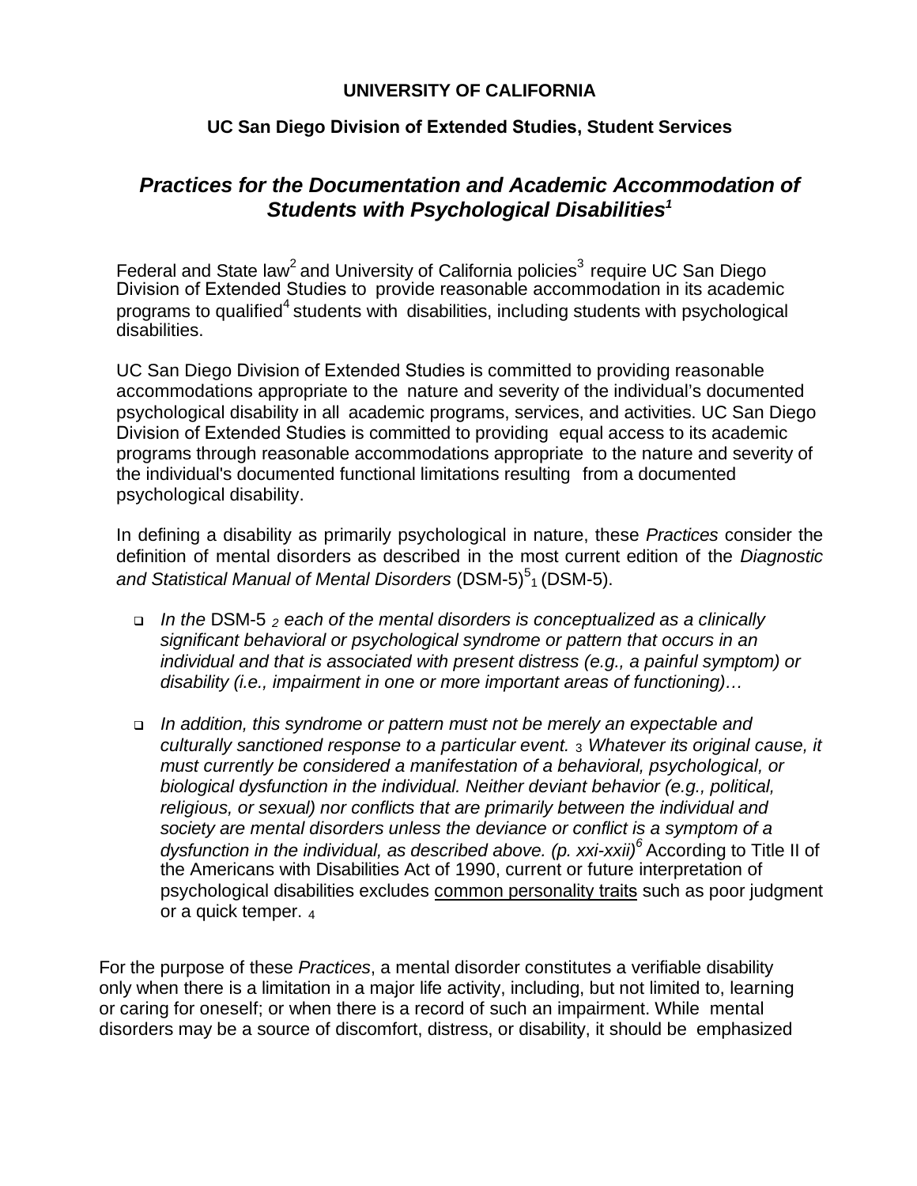**UNIVERSITY OF CALIFORNIA**

**UC San Diego Division of Extended Studies, Student Services**

## *Practices for the Documentation and Academic Accommodation of Students with Psychological Disabilities*[1]

Federal and State law[2] and University of California policies[3] require UC San Diego Division of Extended Studies to provide reasonable accommodation in its academic programs to qualified[4] students with disabilities, including students with psychological disabilities.

UC San Diego Division of Extended Studies is committed to providing reasonable accommodations appropriate to the nature and severity of the individual's documented psychological disability in all academic programs, services, and activities. UC San Diego Division of Extended Studies is committed to providing equal access to its academic programs through reasonable accommodations appropriate to the nature and severity of the individual's documented functional limitations resulting from a documented psychological disability.

In defining a disability as primarily psychological in nature, these *Practices* consider the definition of mental disorders as described in the most current edition of the *Diagnostic and Statistical Manual of Mental Disorders* (DSM-5)[5] 1 (DSM-5).

- *In the* DSM-5 *2 each of the mental disorders is conceptualized as a clinically significant behavioral or psychological syndrome or pattern that occurs in an individual and that is associated with present distress (e.g., a painful symptom) or disability (i.e., impairment in one or more important areas of functioning)…*

- *In addition, this syndrome or pattern must not be merely an expectable and culturally sanctioned response to a particular event.* 3 *Whatever its original cause, it must currently be considered a manifestation of a behavioral, psychological, or biological dysfunction in the individual. Neither deviant behavior (e.g., political, religious, or sexual) nor conflicts that are primarily between the individual and society are mental disorders unless the deviance or conflict is a symptom of a dysfunction in the individual, as described above. (p. xxi-xxii)*[6] According to Title II of the Americans with Disabilities Act of 1990, current or future interpretation of psychological disabilities excludes <u>common personality traits</u> such as poor judgment or a quick temper. 4

For the purpose of these *Practices*, a mental disorder constitutes a verifiable disability only when there is a limitation in a major life activity, including, but not limited to, learning or caring for oneself; or when there is a record of such an impairment. While mental disorders may be a source of discomfort, distress, or disability, it should be emphasized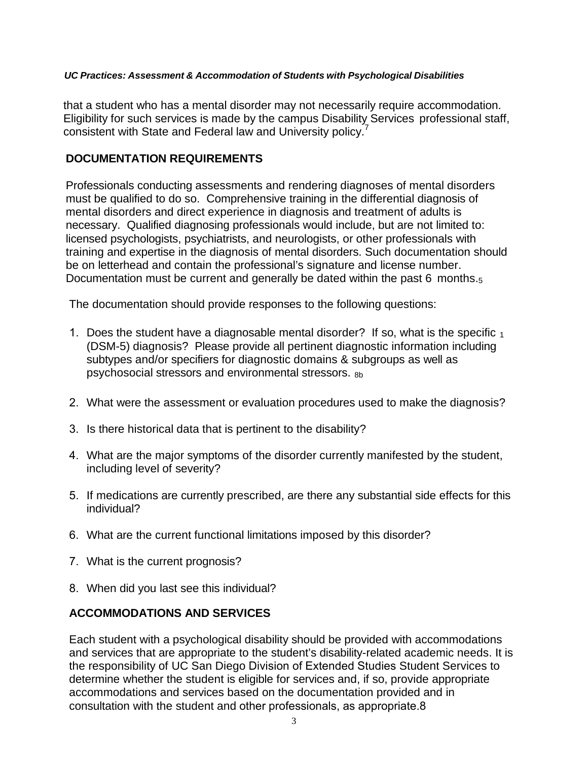that a student who has a mental disorder may not necessarily require accommodation. Eligibility for such services is made by the campus Disability Services professional staff, consistent with State and Federal law and University policy.[7]

## DOCUMENTATION REQUIREMENTS

Professionals conducting assessments and rendering diagnoses of mental disorders must be qualified to do so. Comprehensive training in the differential diagnosis of mental disorders and direct experience in diagnosis and treatment of adults is necessary. Qualified diagnosing professionals would include, but are not limited to: licensed psychologists, psychiatrists, and neurologists, or other professionals with training and expertise in the diagnosis of mental disorders. Such documentation should be on letterhead and contain the professional's signature and license number. Documentation must be current and generally be dated within the past 6 months.[5]

The documentation should provide responses to the following questions:

1. Does the student have a diagnosable mental disorder? If so, what is the specific [1] (DSM-5) diagnosis? Please provide all pertinent diagnostic information including subtypes and/or specifiers for diagnostic domains & subgroups as well as psychosocial stressors and environmental stressors. [8b]
2. What were the assessment or evaluation procedures used to make the diagnosis?
3. Is there historical data that is pertinent to the disability?
4. What are the major symptoms of the disorder currently manifested by the student, including level of severity?
5. If medications are currently prescribed, are there any substantial side effects for this individual?
6. What are the current functional limitations imposed by this disorder?
7. What is the current prognosis?
8. When did you last see this individual?

## ACCOMMODATIONS AND SERVICES

Each student with a psychological disability should be provided with accommodations and services that are appropriate to the student's disability-related academic needs. It is the responsibility of UC San Diego Division of Extended Studies Student Services to determine whether the student is eligible for services and, if so, provide appropriate accommodations and services based on the documentation provided and in consultation with the student and other professionals, as appropriate.[8]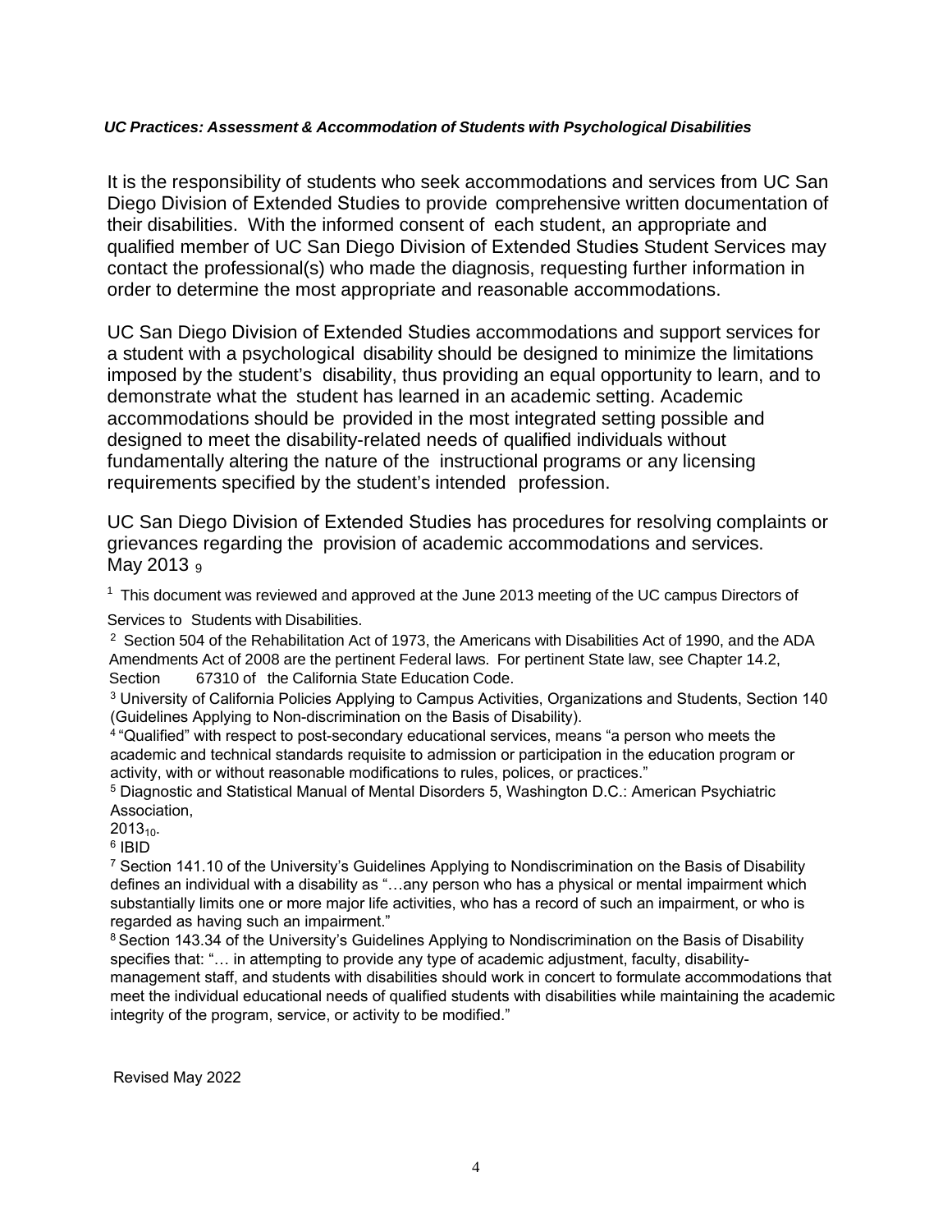*UC Practices: Assessment & Accommodation of Students with Psychological Disabilities*

It is the responsibility of students who seek accommodations and services from UC San Diego Division of Extended Studies to provide comprehensive written documentation of their disabilities. With the informed consent of each student, an appropriate and qualified member of UC San Diego Division of Extended Studies Student Services may contact the professional(s) who made the diagnosis, requesting further information in order to determine the most appropriate and reasonable accommodations.

UC San Diego Division of Extended Studies accommodations and support services for a student with a psychological disability should be designed to minimize the limitations imposed by the student's disability, thus providing an equal opportunity to learn, and to demonstrate what the student has learned in an academic setting. Academic accommodations should be provided in the most integrated setting possible and designed to meet the disability-related needs of qualified individuals without fundamentally altering the nature of the instructional programs or any licensing requirements specified by the student's intended profession.

UC San Diego Division of Extended Studies has procedures for resolving complaints or grievances regarding the provision of academic accommodations and services.
May 2013 [9]

[1] This document was reviewed and approved at the June 2013 meeting of the UC campus Directors of Services to Students with Disabilities.

[2] Section 504 of the Rehabilitation Act of 1973, the Americans with Disabilities Act of 1990, and the ADA Amendments Act of 2008 are the pertinent Federal laws. For pertinent State law, see Chapter 14.2, Section 67310 of the California State Education Code.

[3] University of California Policies Applying to Campus Activities, Organizations and Students, Section 140 (Guidelines Applying to Non-discrimination on the Basis of Disability).

[4] "Qualified" with respect to post-secondary educational services, means "a person who meets the academic and technical standards requisite to admission or participation in the education program or activity, with or without reasonable modifications to rules, polices, or practices."

[5] Diagnostic and Statistical Manual of Mental Disorders 5, Washington D.C.: American Psychiatric Association, 2013[10].

[6] IBID

[7] Section 141.10 of the University's Guidelines Applying to Nondiscrimination on the Basis of Disability defines an individual with a disability as "…any person who has a physical or mental impairment which substantially limits one or more major life activities, who has a record of such an impairment, or who is regarded as having such an impairment."

[8] Section 143.34 of the University's Guidelines Applying to Nondiscrimination on the Basis of Disability specifies that: "… in attempting to provide any type of academic adjustment, faculty, disability-management staff, and students with disabilities should work in concert to formulate accommodations that meet the individual educational needs of qualified students with disabilities while maintaining the academic integrity of the program, service, or activity to be modified."

Revised May 2022